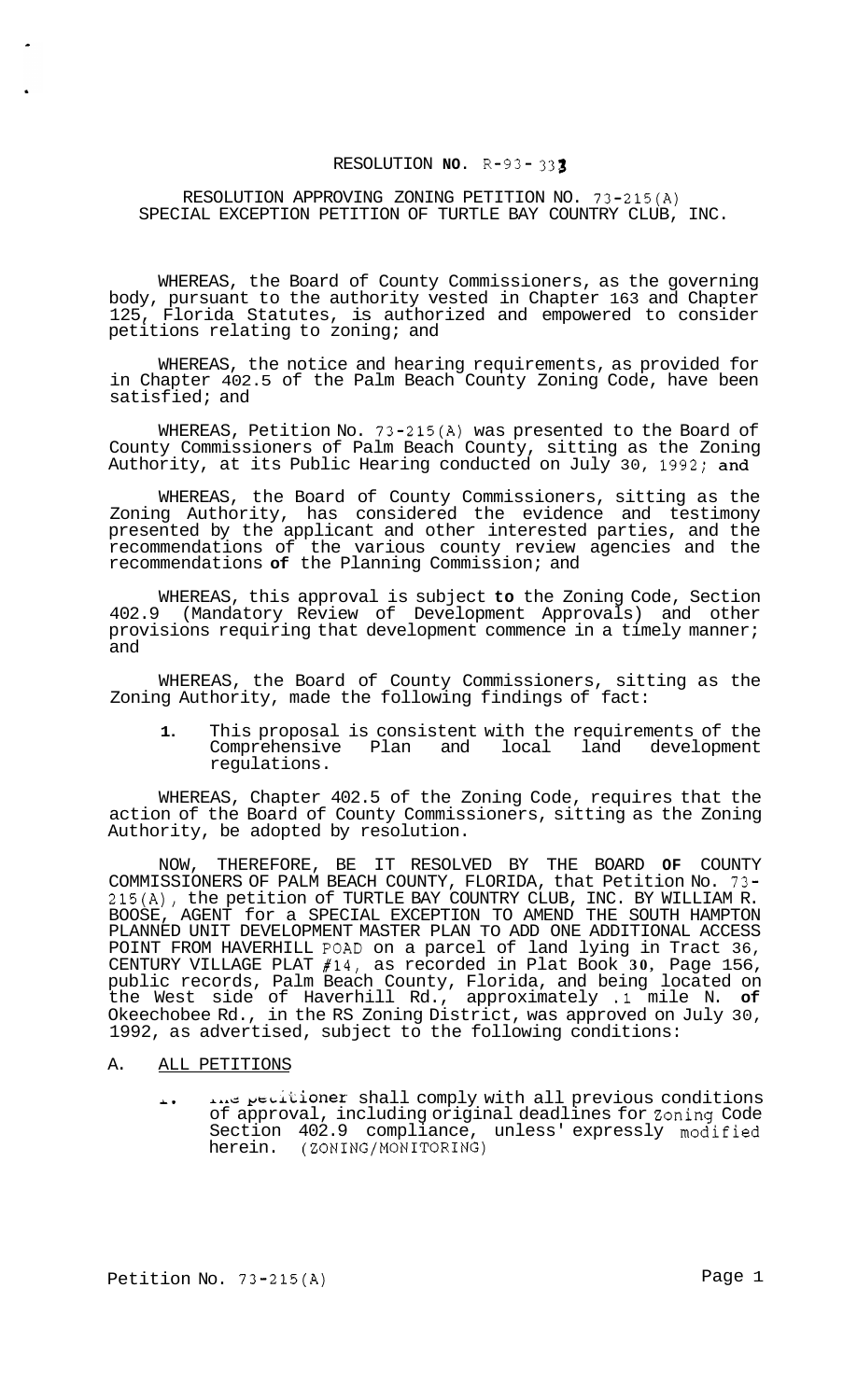RESOLUTION **NO**. R-93- 333

RESOLUTION APPROVING ZONING PETITION NO. 73-215(A)
SPECIAL EXCEPTION PETITION OF TURTLE BAY COUNTRY CLUB, INC.

WHEREAS, the Board of County Commissioners, as the governing body, pursuant to the authority vested in Chapter 163 and Chapter 125, Florida Statutes, is authorized and empowered to consider petitions relating to zoning; and

WHEREAS, the notice and hearing requirements, as provided for in Chapter 402.5 of the Palm Beach County Zoning Code, have been satisfied; and

WHEREAS, Petition No. 73-215(A) was presented to the Board of County Commissioners of Palm Beach County, sitting as the Zoning Authority, at its Public Hearing conducted on July 30, 1992; **and**

WHEREAS, the Board of County Commissioners, sitting as the Zoning Authority, has considered the evidence and testimony presented by the applicant and other interested parties, and the recommendations of the various county review agencies and the recommendations **of** the Planning Commission; and

WHEREAS, this approval is subject **to** the Zoning Code, Section 402.9 (Mandatory Review of Development Approvals) and other provisions requiring that development commence in a timely manner; and

WHEREAS, the Board of County Commissioners, sitting as the Zoning Authority, made the following findings of fact:

**1.** This proposal is consistent with the requirements of the Comprehensive Plan and local land development regulations.

WHEREAS, Chapter 402.5 of the Zoning Code, requires that the action of the Board of County Commissioners, sitting as the Zoning Authority, be adopted by resolution.

NOW, THEREFORE, BE IT RESOLVED BY THE BOARD **OF** COUNTY COMMISSIONERS OF PALM BEACH COUNTY, FLORIDA, that Petition No. 73-215(A), the petition of TURTLE BAY COUNTRY CLUB, INC. BY WILLIAM R. BOOSE, AGENT for a SPECIAL EXCEPTION TO AMEND THE SOUTH HAMPTON PLANNED UNIT DEVELOPMENT MASTER PLAN TO ADD ONE ADDITIONAL ACCESS POINT FROM HAVERHILL POAD on a parcel of land lying in Tract 36, CENTURY VILLAGE PLAT #14, as recorded in Plat Book **30**, Page 156, public records, Palm Beach County, Florida, and being located on the West side of Haverhill Rd., approximately .1 mile N. **of** Okeechobee Rd., in the RS Zoning District, was approved on July 30, 1992, as advertised, subject to the following conditions:

A. ALL PETITIONS

1. The petitioner shall comply with all previous conditions of approval, including original deadlines for Zoning Code Section 402.9 compliance, unless' expressly modified herein. (ZONING/MONITORING)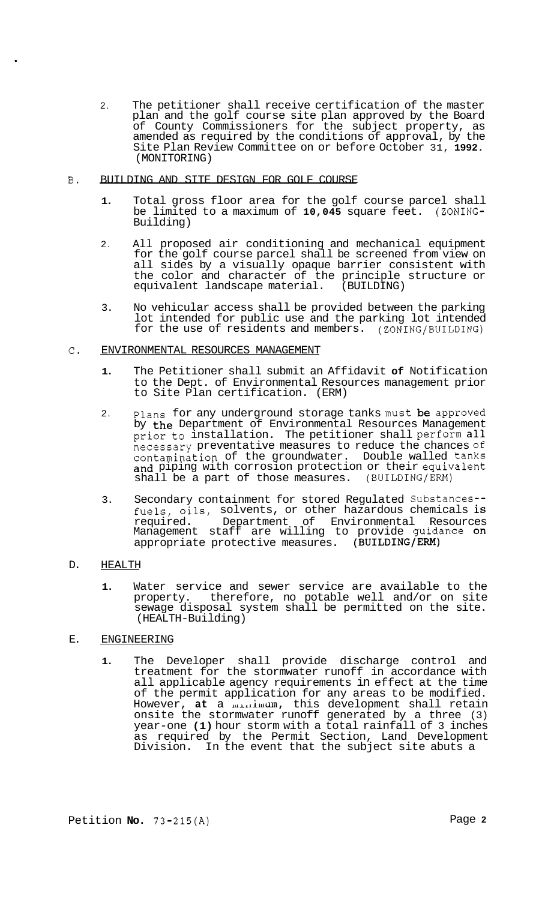2. The petitioner shall receive certification of the master plan and the golf course site plan approved by the Board of County Commissioners for the subject property, as amended as required by the conditions of approval, by the Site Plan Review Committee on or before October 31, **1992**. (MONITORING)

B. BUILDING AND SITE DESIGN FOR GOLF COURSE

1. Total gross floor area for the golf course parcel shall be limited to a maximum of **10,045** square feet. (ZONING-Building)

2. All proposed air conditioning and mechanical equipment for the golf course parcel shall be screened from view on all sides by a visually opaque barrier consistent with the color and character of the principle structure or equivalent landscape material. (BUILDING)

3. No vehicular access shall be provided between the parking lot intended for public use and the parking lot intended for the use of residents and members. (ZONING/BUILDING)

C. ENVIRONMENTAL RESOURCES MANAGEMENT

1. The Petitioner shall submit an Affidavit **of** Notification to the Dept. of Environmental Resources management prior to Site Plan certification. (ERM)

2. Plans for any underground storage tanks must **be** approved by **the** Department of Environmental Resources Management prior to installation. The petitioner shall perform **all** necessary preventative measures to reduce the chances of contamination of the groundwater. Double walled tanks **and** piping with corrosion protection or their equivalent shall be a part of those measures. (BUILDING/ERM)

3. Secondary containment for stored Regulated Substances-- fuels, oils, solvents, or other hazardous chemicals **is** required. Department of Environmental Resources Management staff are willing to provide guidance **on** appropriate protective measures. (**BUILDING/ERM**)

D. HEALTH

1. Water service and sewer service are available to the property. therefore, no potable well and/or on site sewage disposal system shall be permitted on the site. (HEALTH-Building)

E. ENGINEERING

1. The Developer shall provide discharge control and treatment for the stormwater runoff in accordance with all applicable agency requirements in effect at the time of the permit application for any areas to be modified. However, **at** a minimum, this development shall retain onsite the stormwater runoff generated by a three (3) year-one **(1)** hour storm with a total rainfall of 3 inches as required by the Permit Section, Land Development Division. In the event that the subject site abuts a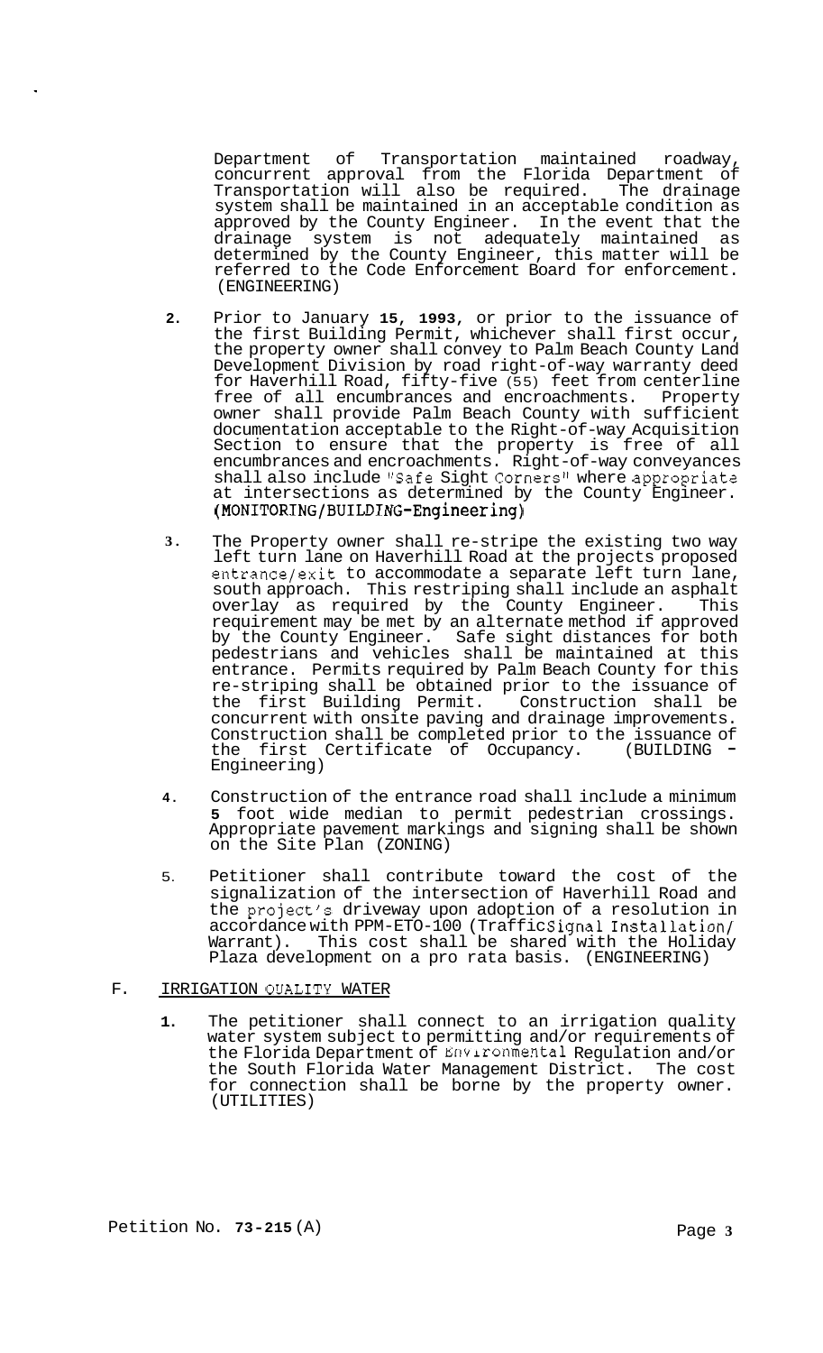Department of Transportation maintained roadway, concurrent approval from the Florida Department of Transportation will also be required. The drainage system shall be maintained in an acceptable condition as approved by the County Engineer. In the event that the drainage system is not adequately maintained as determined by the County Engineer, this matter will be referred to the Code Enforcement Board for enforcement. (ENGINEERING)

2. Prior to January **15**, **1993**, or prior to the issuance of the first Building Permit, whichever shall first occur, the property owner shall convey to Palm Beach County Land Development Division by road right-of-way warranty deed for Haverhill Road, fifty-five (55) feet from centerline free of all encumbrances and encroachments. Property owner shall provide Palm Beach County with sufficient documentation acceptable to the Right-of-way Acquisition Section to ensure that the property is free of all encumbrances and encroachments. Right-of-way conveyances shall also include "Safe Sight Corners" where appropriate at intersections as determined by the County Engineer. (MONITORING/BUILDING-Engineering)

3. The Property owner shall re-stripe the existing two way left turn lane on Haverhill Road at the projects proposed entrance/exit to accommodate a separate left turn lane, south approach. This restriping shall include an asphalt overlay as required by the County Engineer. This requirement may be met by an alternate method if approved by the County Engineer. Safe sight distances for both pedestrians and vehicles shall be maintained at this entrance. Permits required by Palm Beach County for this re-striping shall be obtained prior to the issuance of the first Building Permit. Construction shall be concurrent with onsite paving and drainage improvements. Construction shall be completed prior to the issuance of the first Certificate of Occupancy. (BUILDING - Engineering)

4. Construction of the entrance road shall include a minimum **5** foot wide median to permit pedestrian crossings. Appropriate pavement markings and signing shall be shown on the Site Plan (ZONING)

5. Petitioner shall contribute toward the cost of the signalization of the intersection of Haverhill Road and the project's driveway upon adoption of a resolution in accordance with PPM-ETO-100 (Traffic Signal Installation/ Warrant). This cost shall be shared with the Holiday Plaza development on a pro rata basis. (ENGINEERING)

F. IRRIGATION QUALITY WATER

1. The petitioner shall connect to an irrigation quality water system subject to permitting and/or requirements of the Florida Department of Environmental Regulation and/or the South Florida Water Management District. The cost for connection shall be borne by the property owner. (UTILITIES)

Petition No. **73-215** (A)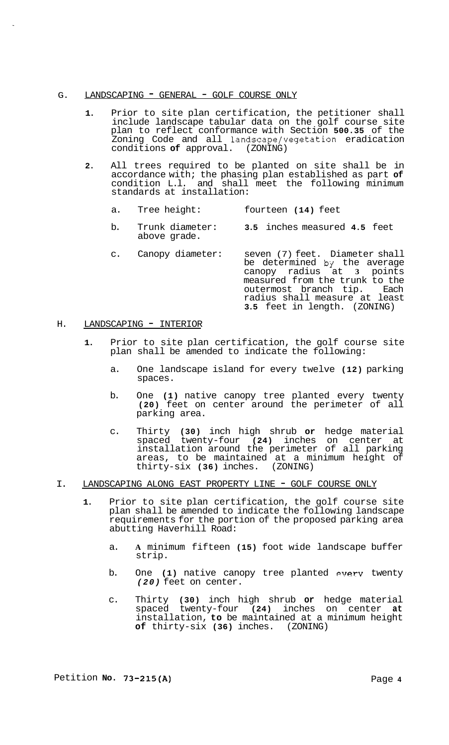## G. LANDSCAPING - GENERAL - GOLF COURSE ONLY

1. Prior to site plan certification, the petitioner shall include landscape tabular data on the golf course site plan to reflect conformance with Section 500.35 of the Zoning Code and all landscape/vegetation eradication conditions of approval. (ZONING)

2. All trees required to be planted on site shall be in accordance with; the phasing plan established as part of condition L.1. and shall meet the following minimum standards at installation:

   a. Tree height: fourteen (14) feet

   b. Trunk diameter: 3.5 inches measured 4.5 feet above grade.

   c. Canopy diameter: seven (7) feet. Diameter shall be determined by the average canopy radius at 3 points measured from the trunk to the outermost branch tip. Each radius shall measure at least 3.5 feet in length. (ZONING)

## H. LANDSCAPING - INTERIOR

1. Prior to site plan certification, the golf course site plan shall be amended to indicate the following:

   a. One landscape island for every twelve (12) parking spaces.

   b. One (1) native canopy tree planted every twenty (20) feet on center around the perimeter of all parking area.

   c. Thirty (30) inch high shrub or hedge material spaced twenty-four (24) inches on center at installation around the perimeter of all parking areas, to be maintained at a minimum height of thirty-six (36) inches. (ZONING)

## I. LANDSCAPING ALONG EAST PROPERTY LINE - GOLF COURSE ONLY

1. Prior to site plan certification, the golf course site plan shall be amended to indicate the following landscape requirements for the portion of the proposed parking area abutting Haverhill Road:

   a. A minimum fifteen (15) foot wide landscape buffer strip.

   b. One (1) native canopy tree planted every twenty (20) feet on center.

   c. Thirty (30) inch high shrub or hedge material spaced twenty-four (24) inches on center at installation, to be maintained at a minimum height of thirty-six (36) inches. (ZONING)

Petition No. 73-215(A)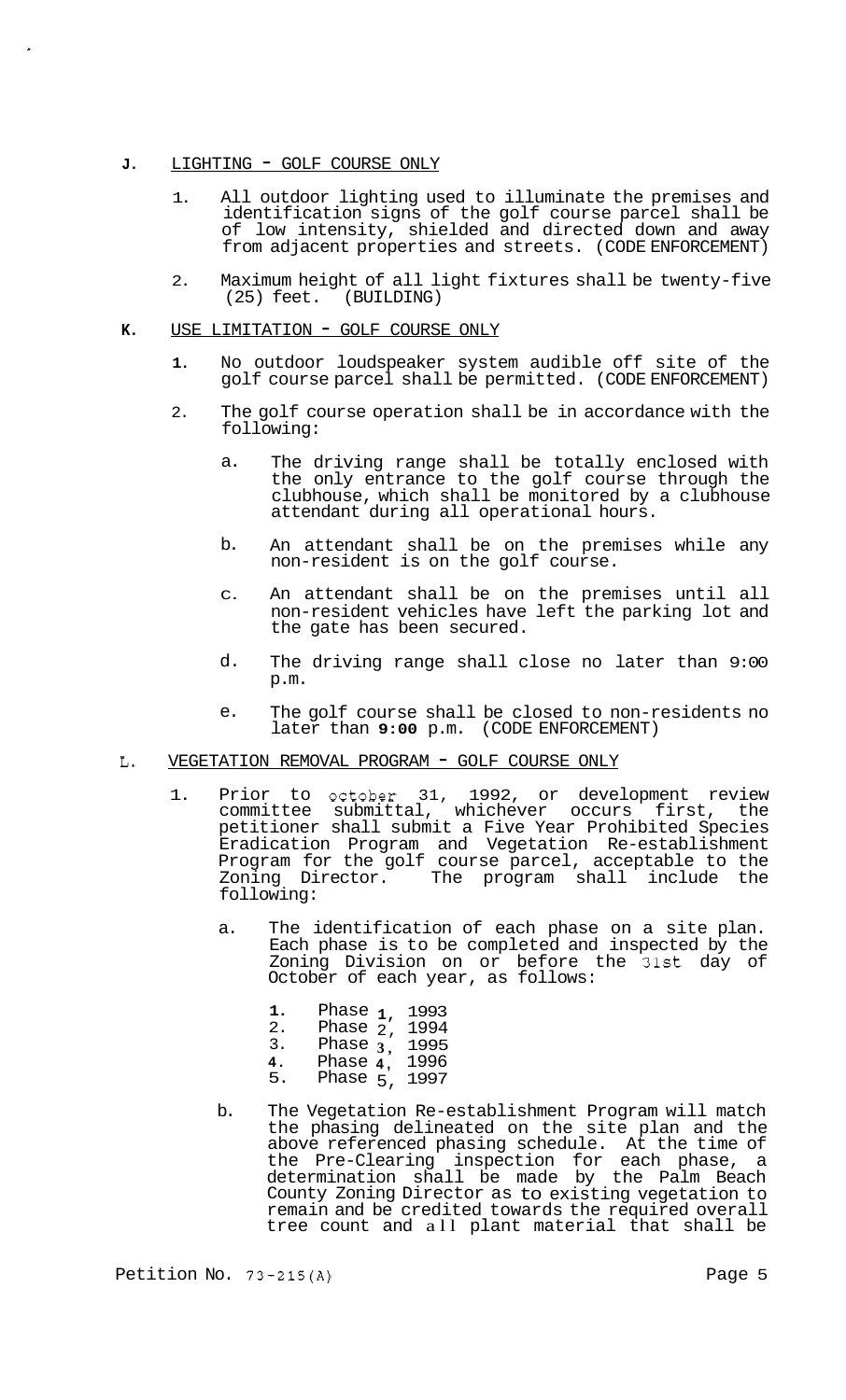**J.** LIGHTING - GOLF COURSE ONLY

1. All outdoor lighting used to illuminate the premises and identification signs of the golf course parcel shall be of low intensity, shielded and directed down and away from adjacent properties and streets. (CODE ENFORCEMENT)

2. Maximum height of all light fixtures shall be twenty-five (25) feet. (BUILDING)

**K.** USE LIMITATION - GOLF COURSE ONLY

1. No outdoor loudspeaker system audible off site of the golf course parcel shall be permitted. (CODE ENFORCEMENT)

2. The golf course operation shall be in accordance with the following:

   a. The driving range shall be totally enclosed with the only entrance to the golf course through the clubhouse, which shall be monitored by a clubhouse attendant during all operational hours.

   b. An attendant shall be on the premises while any non-resident is on the golf course.

   c. An attendant shall be on the premises until all non-resident vehicles have left the parking lot and the gate has been secured.

   d. The driving range shall close no later than 9:00 p.m.

   e. The golf course shall be closed to non-residents no later than **9:00** p.m. (CODE ENFORCEMENT)

L. VEGETATION REMOVAL PROGRAM - GOLF COURSE ONLY

1. Prior to October 31, 1992, or development review committee submittal, whichever occurs first, the petitioner shall submit a Five Year Prohibited Species Eradication Program and Vegetation Re-establishment Program for the golf course parcel, acceptable to the Zoning Director. The program shall include the following:

   a. The identification of each phase on a site plan. Each phase is to be completed and inspected by the Zoning Division on or before the 31st day of October of each year, as follows:

      1. Phase 1, 1993
      2. Phase 2, 1994
      3. Phase 3, 1995
      4. Phase 4, 1996
      5. Phase 5, 1997

   b. The Vegetation Re-establishment Program will match the phasing delineated on the site plan and the above referenced phasing schedule. At the time of the Pre-Clearing inspection for each phase, a determination shall be made by the Palm Beach County Zoning Director as to existing vegetation to remain and be credited towards the required overall tree count and all plant material that shall be

Petition No. 73-215(A)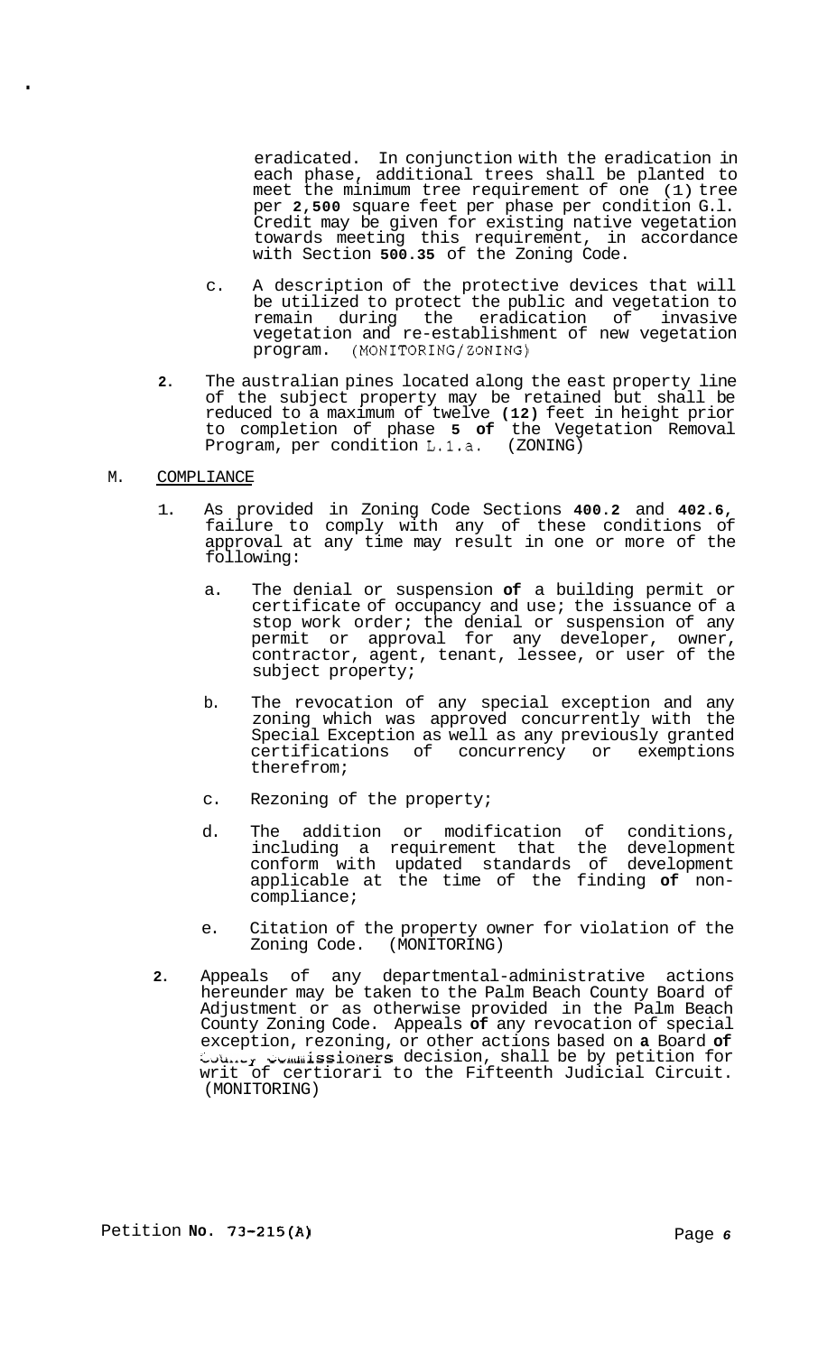eradicated. In conjunction with the eradication in each phase, additional trees shall be planted to meet the minimum tree requirement of one (1) tree per **2,500** square feet per phase per condition G.1. Credit may be given for existing native vegetation towards meeting this requirement, in accordance with Section **500.35** of the Zoning Code.

c. A description of the protective devices that will be utilized to protect the public and vegetation to remain during the eradication of invasive vegetation and re-establishment of new vegetation program. (MONITORING/ZONING)

**2.** The australian pines located along the east property line of the subject property may be retained but shall be reduced to a maximum of twelve **(12)** feet in height prior to completion of phase **5 of** the Vegetation Removal Program, per condition L.1.a. (ZONING)

M. COMPLIANCE

1. As provided in Zoning Code Sections **400.2** and **402.6**, failure to comply with any of these conditions of approval at any time may result in one or more of the following:

   a. The denial or suspension **of** a building permit or certificate of occupancy and use; the issuance of a stop work order; the denial or suspension of any permit or approval for any developer, owner, contractor, agent, tenant, lessee, or user of the subject property;

   b. The revocation of any special exception and any zoning which was approved concurrently with the Special Exception as well as any previously granted certifications of concurrency or exemptions therefrom;

   c. Rezoning of the property;

   d. The addition or modification of conditions, including a requirement that the development conform with updated standards of development applicable at the time of the finding **of** non-compliance;

   e. Citation of the property owner for violation of the Zoning Code. (MONITORING)

**2.** Appeals of any departmental-administrative actions hereunder may be taken to the Palm Beach County Board of Adjustment or as otherwise provided in the Palm Beach County Zoning Code. Appeals **of** any revocation of special exception, rezoning, or other actions based on **a** Board **of** County Commissioners decision, shall be by petition for writ of certiorari to the Fifteenth Judicial Circuit. (MONITORING)

Petition **No. 73-215(A)**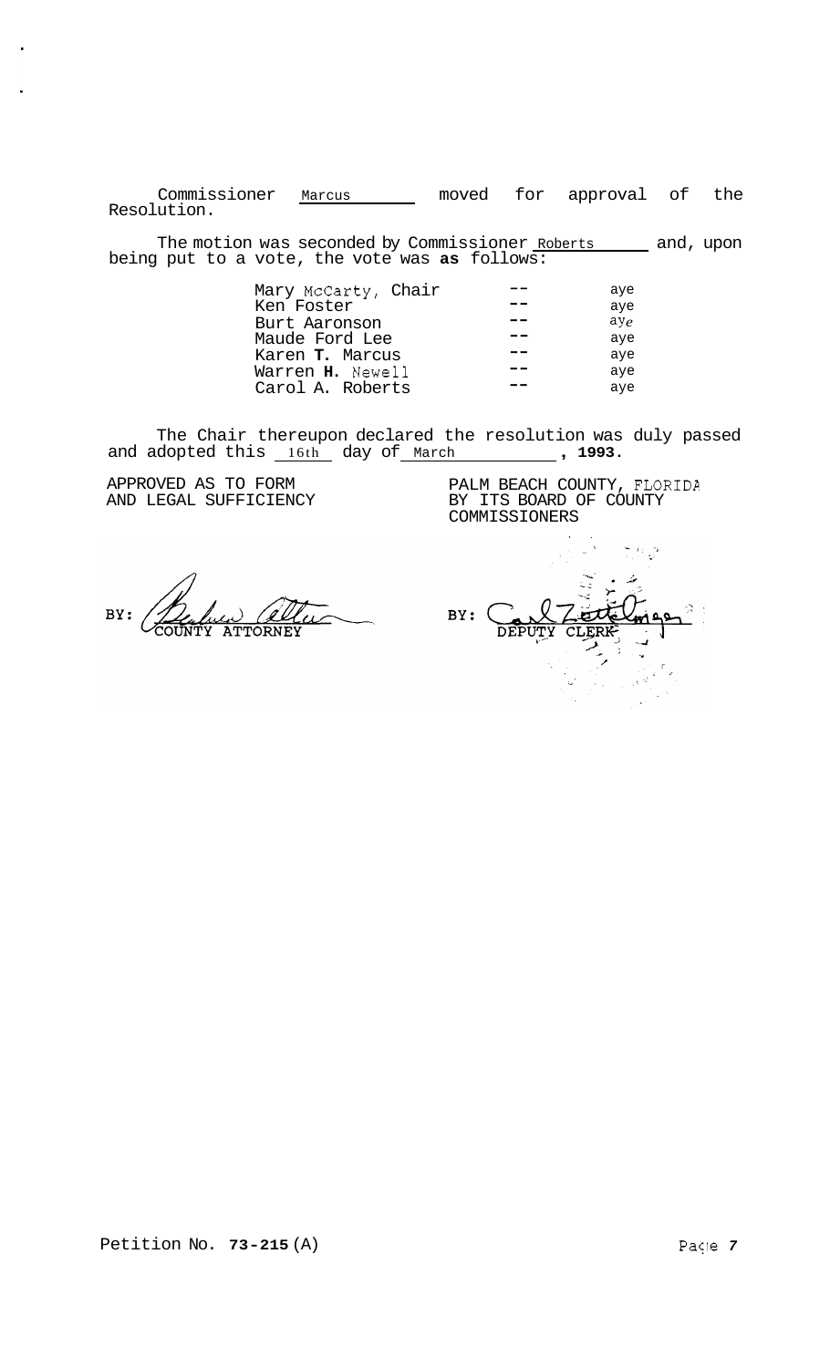Commissioner Marcus moved for approval of the Resolution.

The motion was seconded by Commissioner Roberts and, upon being put to a vote, the vote was **as** follows:

| | | |
|---|---|---|
| Mary McCarty, Chair | -- | aye |
| Ken Foster | -- | aye |
| Burt Aaronson | -- | aye |
| Maude Ford Lee | -- | aye |
| Karen **T.** Marcus | -- | aye |
| Warren **H.** Newell | -- | aye |
| Carol A. Roberts | -- | aye |

The Chair thereupon declared the resolution was duly passed and adopted this 16th day of March **, 1993**.

APPROVED AS TO FORM
AND LEGAL SUFFICIENCY

BY: COUNTY ATTORNEY

PALM BEACH COUNTY, FLORIDA
BY ITS BOARD OF COUNTY
COMMISSIONERS

BY: DEPUTY CLERK

Petition No. **73-215** (A)